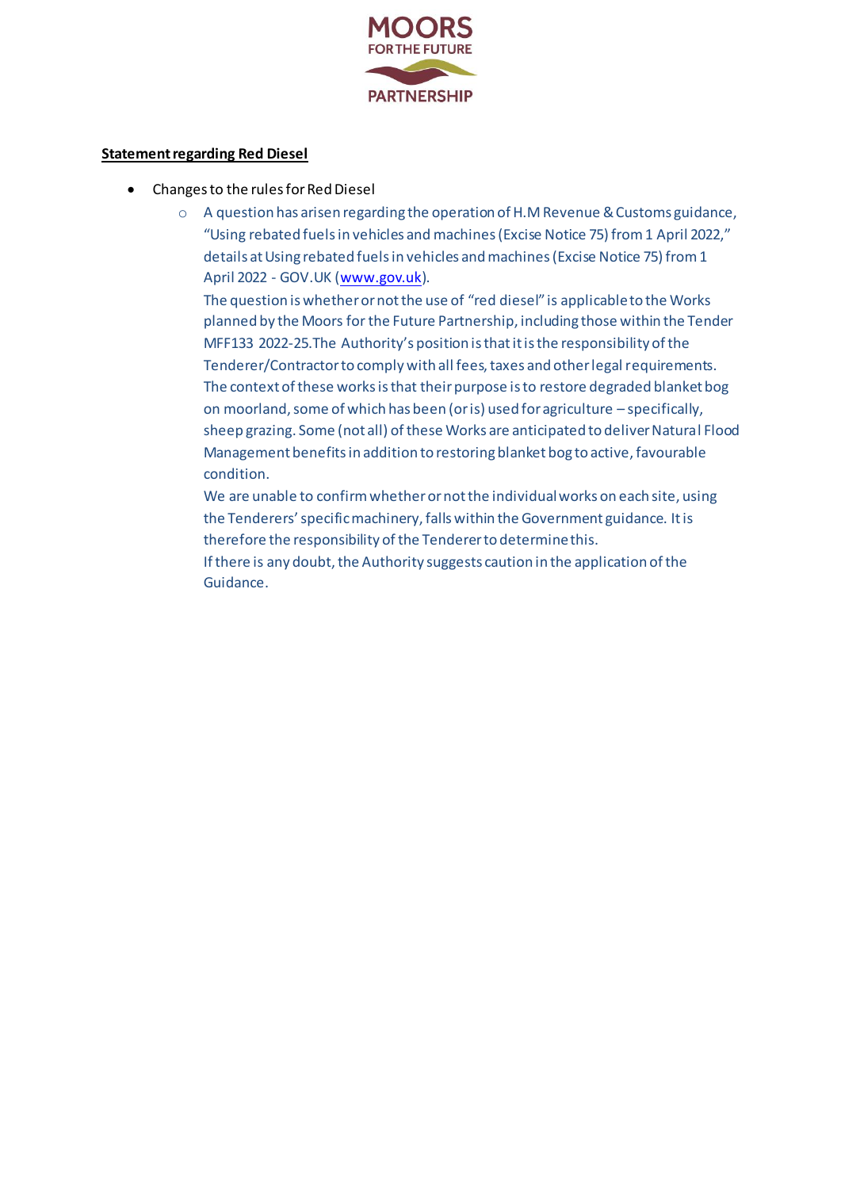**MOORS FOR THE FUTURE PARTNERSHIP**

**Statement regarding Red Diesel**

- Changes to the rules for Red Diesel
  - A question has arisen regarding the operation of H.M Revenue & Customs guidance, "Using rebated fuels in vehicles and machines (Excise Notice 75) from 1 April 2022," details at Using rebated fuels in vehicles and machines (Excise Notice 75) from 1 April 2022 - GOV.UK (www.gov.uk).
    The question is whether or not the use of "red diesel" is applicable to the Works planned by the Moors for the Future Partnership, including those within the Tender MFF133 2022-25. The Authority's position is that it is the responsibility of the Tenderer/Contractor to comply with all fees, taxes and other legal requirements.
    The context of these works is that their purpose is to restore degraded blanket bog on moorland, some of which has been (or is) used for agriculture – specifically, sheep grazing. Some (not all) of these Works are anticipated to deliver Natural Flood Management benefits in addition to restoring blanket bog to active, favourable condition.
    We are unable to confirm whether or not the individual works on each site, using the Tenderers' specific machinery, falls within the Government guidance. It is therefore the responsibility of the Tenderer to determine this.
    If there is any doubt, the Authority suggests caution in the application of the Guidance.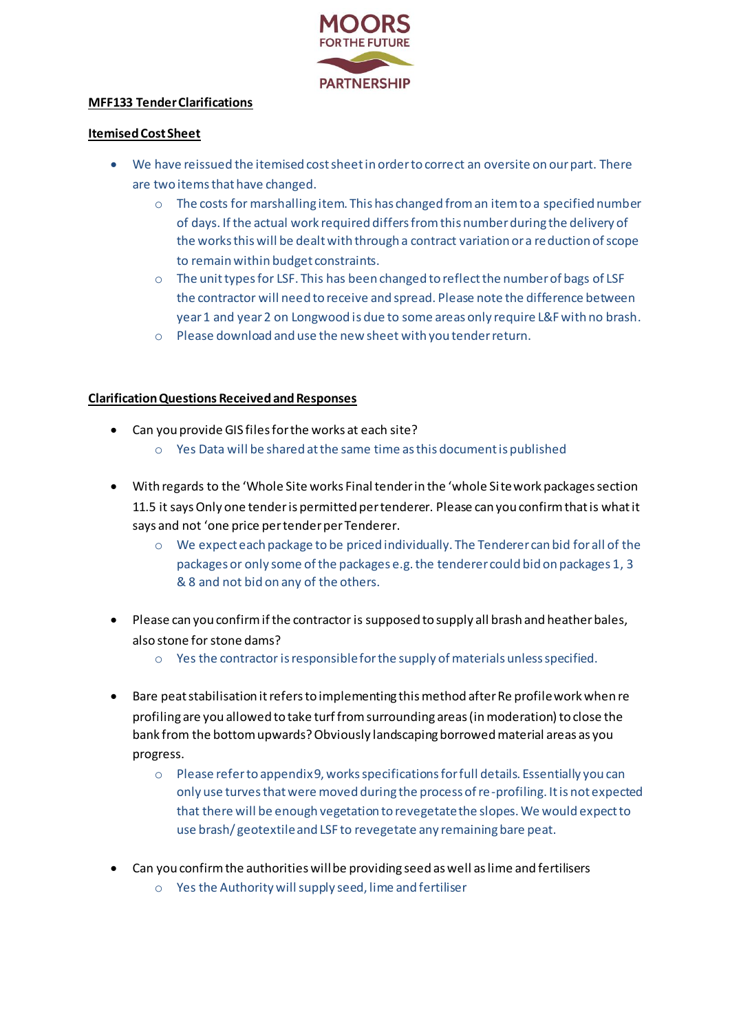**MFF133 Tender Clarifications**

**Itemised Cost Sheet**

- We have reissued the itemised cost sheet in order to correct an oversite on our part. There are two items that have changed.
  - The costs for marshalling item. This has changed from an item to a specified number of days. If the actual work required differs from this number during the delivery of the works this will be dealt with through a contract variation or a reduction of scope to remain within budget constraints.
  - The unit types for LSF. This has been changed to reflect the number of bags of LSF the contractor will need to receive and spread. Please note the difference between year 1 and year 2 on Longwood is due to some areas only require L&F with no brash.
  - Please download and use the new sheet with you tender return.

**Clarification Questions Received and Responses**

- Can you provide GIS files for the works at each site?
  - Yes Data will be shared at the same time as this document is published
- With regards to the 'Whole Site works Final tender in the 'whole Site work packages section 11.5 it says Only one tender is permitted per tenderer. Please can you confirm that is what it says and not 'one price per tender per Tenderer.
  - We expect each package to be priced individually. The Tenderer can bid for all of the packages or only some of the packages e.g. the tenderer could bid on packages 1, 3 & 8 and not bid on any of the others.
- Please can you confirm if the contractor is supposed to supply all brash and heather bales, also stone for stone dams?
  - Yes the contractor is responsible for the supply of materials unless specified.
- Bare peat stabilisation it refers to implementing this method after Re profile work when re profiling are you allowed to take turf from surrounding areas (in moderation) to close the bank from the bottom upwards? Obviously landscaping borrowed material areas as you progress.
  - Please refer to appendix 9, works specifications for full details. Essentially you can only use turves that were moved during the process of re-profiling. It is not expected that there will be enough vegetation to revegetate the slopes. We would expect to use brash/ geotextile and LSF to revegetate any remaining bare peat.
- Can you confirm the authorities will be providing seed as well as lime and fertilisers
  - Yes the Authority will supply seed, lime and fertiliser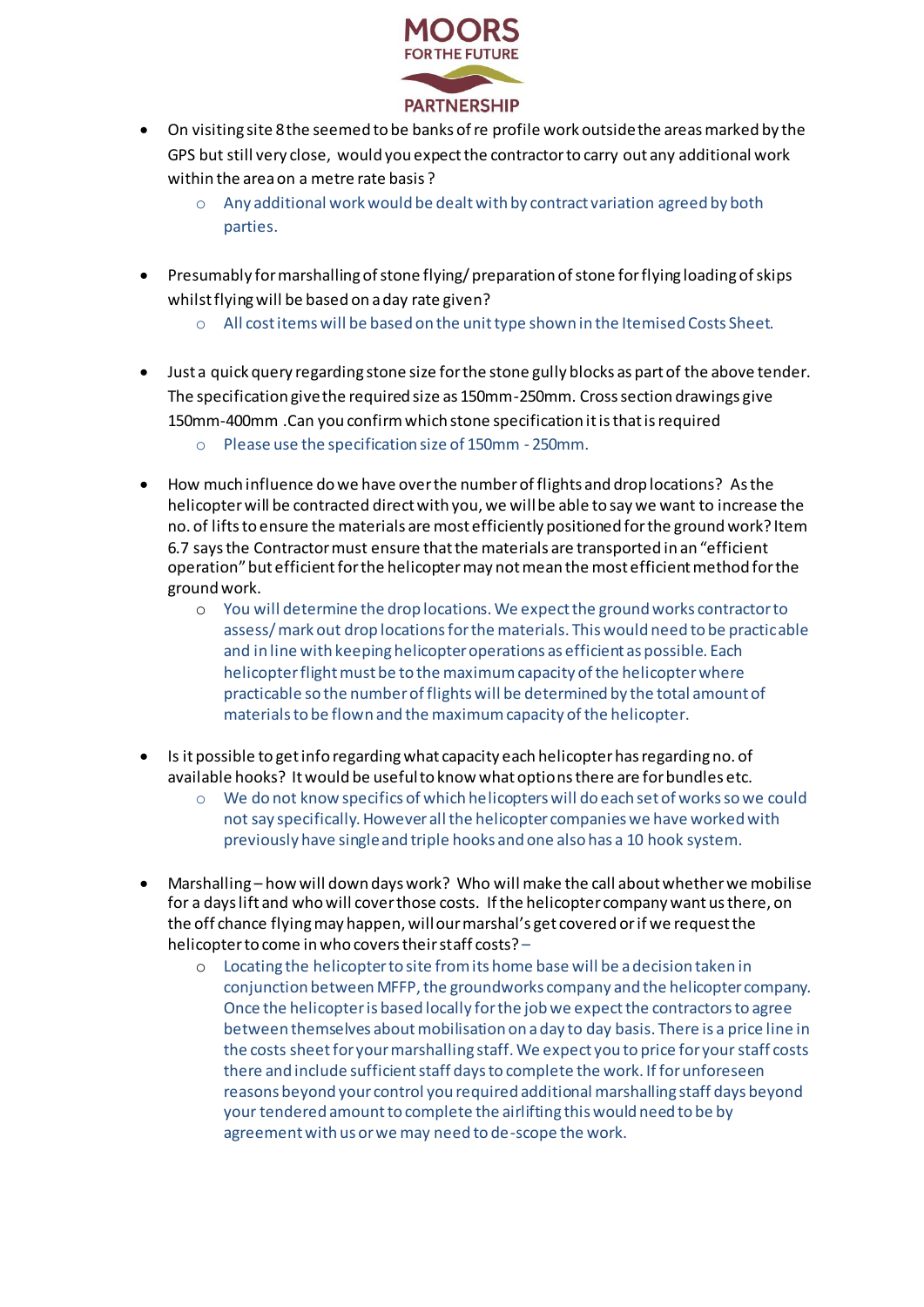- On visiting site 8 the seemed to be banks of re profile work outside the areas marked by the GPS but still very close, would you expect the contractor to carry out any additional work within the area on a metre rate basis ?
  - Any additional work would be dealt with by contract variation agreed by both parties.

- Presumably for marshalling of stone flying/ preparation of stone for flying loading of skips whilst flying will be based on a day rate given?
  - All cost items will be based on the unit type shown in the Itemised Costs Sheet.

- Just a quick query regarding stone size for the stone gully blocks as part of the above tender. The specification give the required size as 150mm-250mm. Cross section drawings give 150mm-400mm .Can you confirm which stone specification it is that is required
  - Please use the specification size of 150mm - 250mm.

- How much influence do we have over the number of flights and drop locations? As the helicopter will be contracted direct with you, we will be able to say we want to increase the no. of lifts to ensure the materials are most efficiently positioned for the ground work? Item 6.7 says the Contractor must ensure that the materials are transported in an "efficient operation" but efficient for the helicopter may not mean the most efficient method for the ground work.
  - You will determine the drop locations. We expect the ground works contractor to assess/ mark out drop locations for the materials. This would need to be practicable and in line with keeping helicopter operations as efficient as possible. Each helicopter flight must be to the maximum capacity of the helicopter where practicable so the number of flights will be determined by the total amount of materials to be flown and the maximum capacity of the helicopter.

- Is it possible to get info regarding what capacity each helicopter has regarding no. of available hooks? It would be useful to know what options there are for bundles etc.
  - We do not know specifics of which helicopters will do each set of works so we could not say specifically. However all the helicopter companies we have worked with previously have single and triple hooks and one also has a 10 hook system.

- Marshalling – how will down days work? Who will make the call about whether we mobilise for a days lift and who will cover those costs. If the helicopter company want us there, on the off chance flying may happen, will our marshal's get covered or if we request the helicopter to come in who covers their staff costs? –
  - Locating the helicopter to site from its home base will be a decision taken in conjunction between MFFP, the groundworks company and the helicopter company. Once the helicopter is based locally for the job we expect the contractors to agree between themselves about mobilisation on a day to day basis. There is a price line in the costs sheet for your marshalling staff. We expect you to price for your staff costs there and include sufficient staff days to complete the work. If for unforeseen reasons beyond your control you required additional marshalling staff days beyond your tendered amount to complete the airlifting this would need to be by agreement with us or we may need to de-scope the work.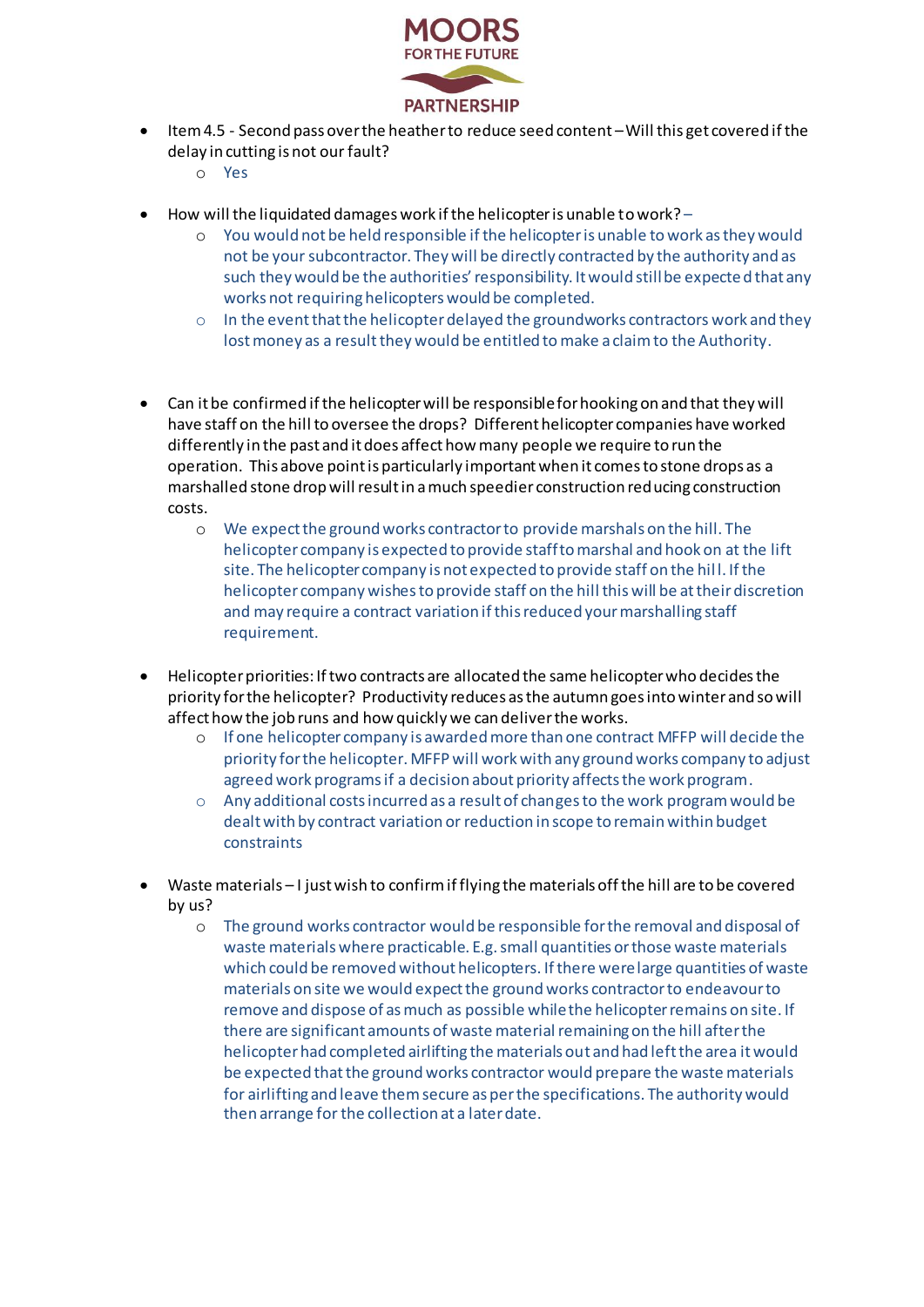- Item 4.5 - Second pass over the heather to reduce seed content – Will this get covered if the delay in cutting is not our fault?
    - Yes

- How will the liquidated damages work if the helicopter is unable to work? –
    - You would not be held responsible if the helicopter is unable to work as they would not be your subcontractor. They will be directly contracted by the authority and as such they would be the authorities' responsibility. It would still be expected that any works not requiring helicopters would be completed.
    - In the event that the helicopter delayed the groundworks contractors work and they lost money as a result they would be entitled to make a claim to the Authority.

- Can it be confirmed if the helicopter will be responsible for hooking on and that they will have staff on the hill to oversee the drops? Different helicopter companies have worked differently in the past and it does affect how many people we require to run the operation. This above point is particularly important when it comes to stone drops as a marshalled stone drop will result in a much speedier construction reducing construction costs.
    - We expect the ground works contractor to provide marshals on the hill. The helicopter company is expected to provide staff to marshal and hook on at the lift site. The helicopter company is not expected to provide staff on the hill. If the helicopter company wishes to provide staff on the hill this will be at their discretion and may require a contract variation if this reduced your marshalling staff requirement.

- Helicopter priorities: If two contracts are allocated the same helicopter who decides the priority for the helicopter? Productivity reduces as the autumn goes into winter and so will affect how the job runs and how quickly we can deliver the works.
    - If one helicopter company is awarded more than one contract MFFP will decide the priority for the helicopter. MFFP will work with any ground works company to adjust agreed work programs if a decision about priority affects the work program.
    - Any additional costs incurred as a result of changes to the work program would be dealt with by contract variation or reduction in scope to remain within budget constraints

- Waste materials – I just wish to confirm if flying the materials off the hill are to be covered by us?
    - The ground works contractor would be responsible for the removal and disposal of waste materials where practicable. E.g. small quantities or those waste materials which could be removed without helicopters. If there were large quantities of waste materials on site we would expect the ground works contractor to endeavour to remove and dispose of as much as possible while the helicopter remains on site. If there are significant amounts of waste material remaining on the hill after the helicopter had completed airlifting the materials out and had left the area it would be expected that the ground works contractor would prepare the waste materials for airlifting and leave them secure as per the specifications. The authority would then arrange for the collection at a later date.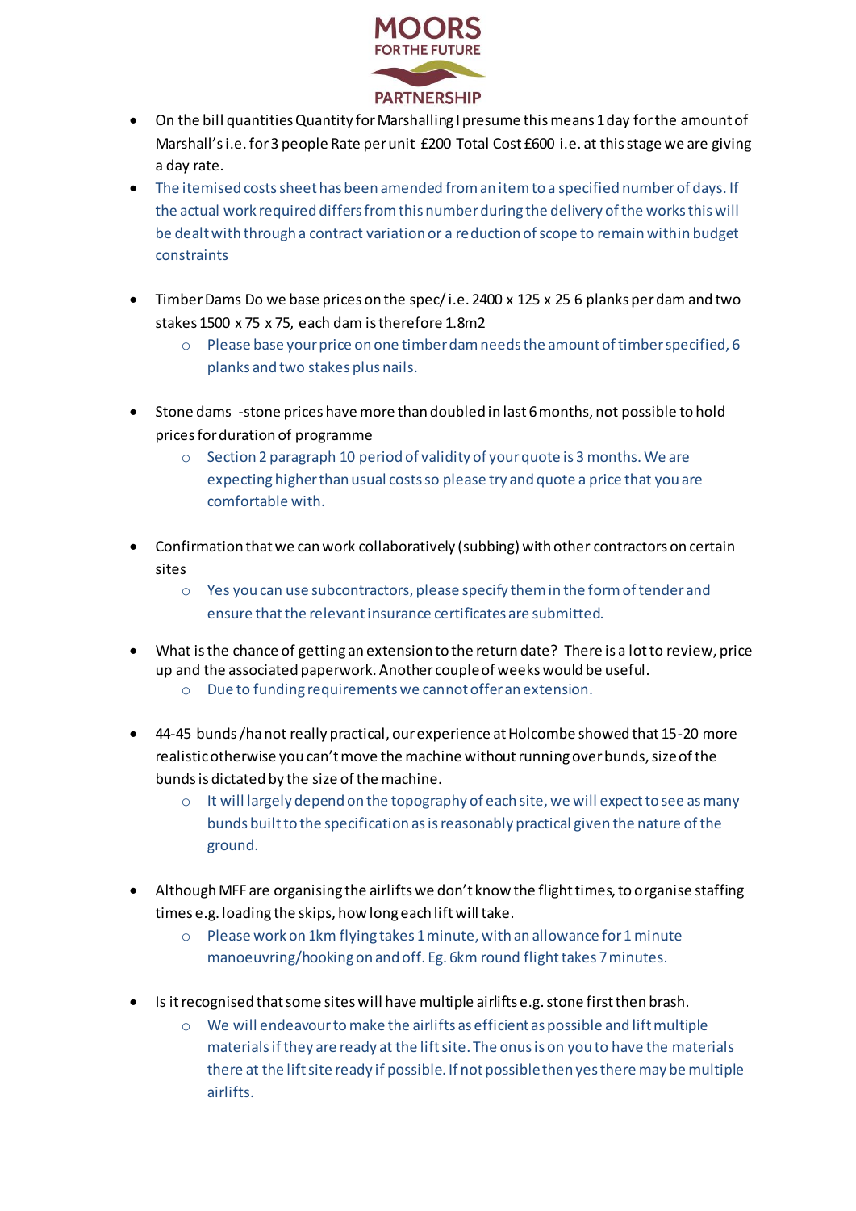- On the bill quantities Quantity for Marshalling I presume this means 1 day for the amount of Marshall's i.e. for 3 people Rate per unit £200 Total Cost £600 i.e. at this stage we are giving a day rate.
- The itemised costs sheet has been amended from an item to a specified number of days. If the actual work required differs from this number during the delivery of the works this will be dealt with through a contract variation or a reduction of scope to remain within budget constraints

- Timber Dams Do we base prices on the spec/ i.e. 2400 x 125 x 25 6 planks per dam and two stakes 1500 x 75 x 75, each dam is therefore 1.8m2
  - Please base your price on one timber dam needs the amount of timber specified, 6 planks and two stakes plus nails.

- Stone dams -stone prices have more than doubled in last 6 months, not possible to hold prices for duration of programme
  - Section 2 paragraph 10 period of validity of your quote is 3 months. We are expecting higher than usual costs so please try and quote a price that you are comfortable with.

- Confirmation that we can work collaboratively (subbing) with other contractors on certain sites
  - Yes you can use subcontractors, please specify them in the form of tender and ensure that the relevant insurance certificates are submitted.

- What is the chance of getting an extension to the return date? There is a lot to review, price up and the associated paperwork. Another couple of weeks would be useful.
  - Due to funding requirements we cannot offer an extension.

- 44-45 bunds /ha not really practical, our experience at Holcombe showed that 15-20 more realistic otherwise you can't move the machine without running over bunds, size of the bunds is dictated by the size of the machine.
  - It will largely depend on the topography of each site, we will expect to see as many bunds built to the specification as is reasonably practical given the nature of the ground.

- Although MFF are organising the airlifts we don't know the flight times, to organise staffing times e.g. loading the skips, how long each lift will take.
  - Please work on 1km flying takes 1 minute, with an allowance for 1 minute manoeuvring/hooking on and off. Eg. 6km round flight takes 7 minutes.

- Is it recognised that some sites will have multiple airlifts e.g. stone first then brash.
  - We will endeavour to make the airlifts as efficient as possible and lift multiple materials if they are ready at the lift site. The onus is on you to have the materials there at the lift site ready if possible. If not possible then yes there may be multiple airlifts.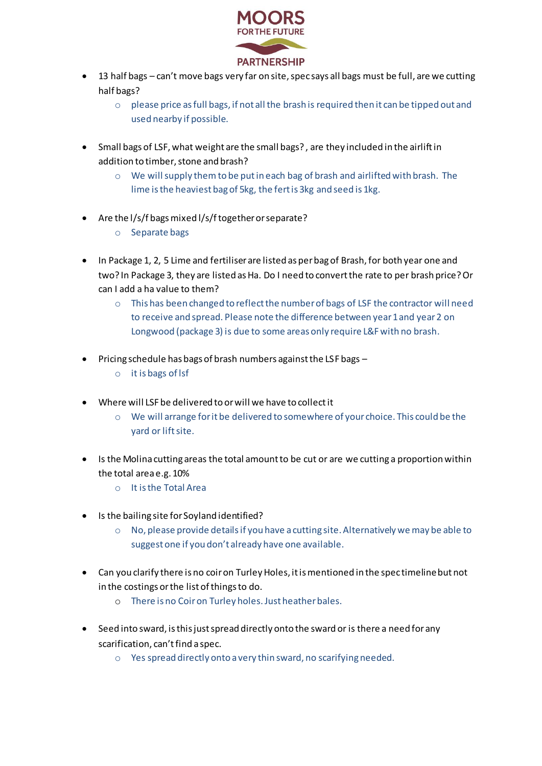- 13 half bags – can't move bags very far on site, spec says all bags must be full, are we cutting half bags?
    - please price as full bags, if not all the brash is required then it can be tipped out and used nearby if possible.

- Small bags of LSF, what weight are the small bags? , are they included in the airlift in addition to timber, stone and brash?
    - We will supply them to be put in each bag of brash and airlifted with brash. The lime is the heaviest bag of 5kg, the fert is 3kg and seed is 1kg.

- Are the l/s/f bags mixed l/s/f together or separate?
    - Separate bags

- In Package 1, 2, 5 Lime and fertiliser are listed as per bag of Brash, for both year one and two? In Package 3, they are listed as Ha. Do I need to convert the rate to per brash price? Or can I add a ha value to them?
    - This has been changed to reflect the number of bags of LSF the contractor will need to receive and spread. Please note the difference between year 1 and year 2 on Longwood (package 3) is due to some areas only require L&F with no brash.

- Pricing schedule has bags of brash numbers against the LSF bags –
    - it is bags of lsf

- Where will LSF be delivered to or will we have to collect it
    - We will arrange for it be delivered to somewhere of your choice. This could be the yard or lift site.

- Is the Molina cutting areas the total amount to be cut or are we cutting a proportion within the total area e.g. 10%
    - It is the Total Area

- Is the bailing site for Soyland identified?
    - No, please provide details if you have a cutting site. Alternatively we may be able to suggest one if you don't already have one available.

- Can you clarify there is no coir on Turley Holes, it is mentioned in the spec timeline but not in the costings or the list of things to do.
    - There is no Coir on Turley holes. Just heather bales.

- Seed into sward, is this just spread directly onto the sward or is there a need for any scarification, can't find a spec.
    - Yes spread directly onto a very thin sward, no scarifying needed.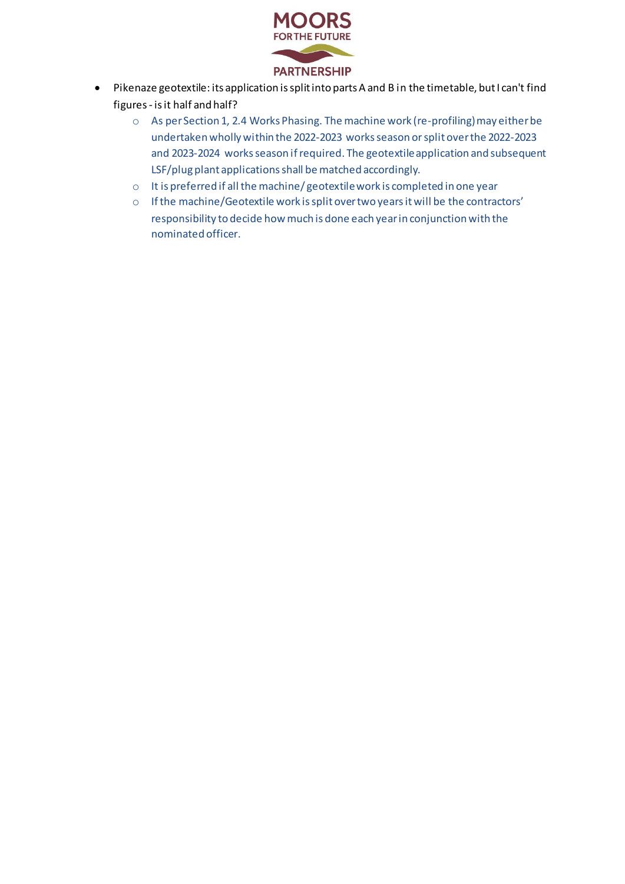- Pikenaze geotextile: its application is split into parts A and B in the timetable, but I can't find figures - is it half and half?
    - As per Section 1, 2.4 Works Phasing. The machine work (re-profiling) may either be undertaken wholly within the 2022-2023 works season or split over the 2022-2023 and 2023-2024 works season if required. The geotextile application and subsequent LSF/plug plant applications shall be matched accordingly.
    - It is preferred if all the machine/ geotextile work is completed in one year
    - If the machine/Geotextile work is split over two years it will be the contractors' responsibility to decide how much is done each year in conjunction with the nominated officer.